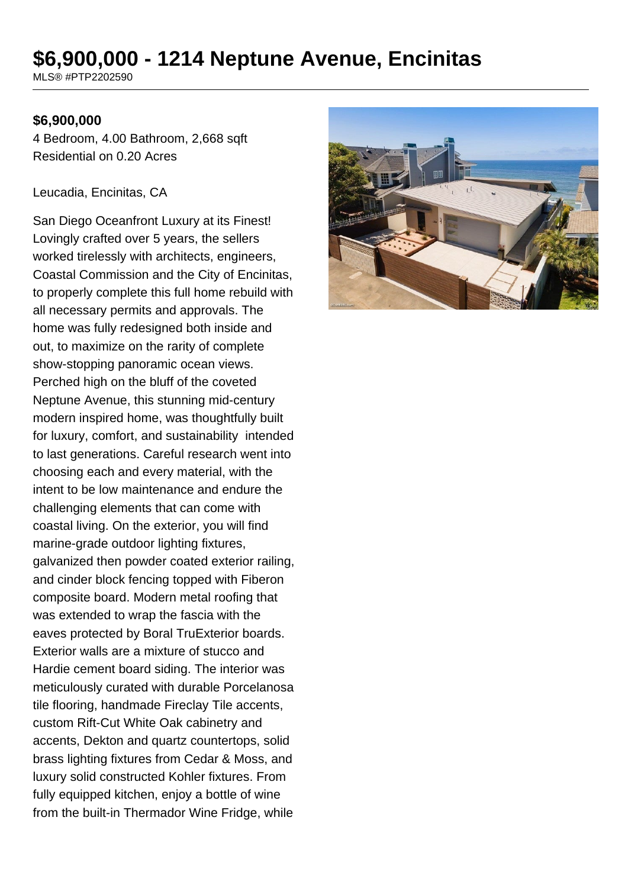# $6,900,000 - 1214 Neptune Avenue, Encinitas

MLS® #PTP2202590

**$6,900,000**

4 Bedroom, 4.00 Bathroom, 2,668 sqft
Residential on 0.20 Acres

Leucadia, Encinitas, CA

San Diego Oceanfront Luxury at its Finest! Lovingly crafted over 5 years, the sellers worked tirelessly with architects, engineers, Coastal Commission and the City of Encinitas, to properly complete this full home rebuild with all necessary permits and approvals. The home was fully redesigned both inside and out, to maximize on the rarity of complete show-stopping panoramic ocean views. Perched high on the bluff of the coveted Neptune Avenue, this stunning mid-century modern inspired home, was thoughtfully built for luxury, comfort, and sustainability intended to last generations. Careful research went into choosing each and every material, with the intent to be low maintenance and endure the challenging elements that can come with coastal living. On the exterior, you will find marine-grade outdoor lighting fixtures, galvanized then powder coated exterior railing, and cinder block fencing topped with Fiberon composite board. Modern metal roofing that was extended to wrap the fascia with the eaves protected by Boral TruExterior boards. Exterior walls are a mixture of stucco and Hardie cement board siding. The interior was meticulously curated with durable Porcelanosa tile flooring, handmade Fireclay Tile accents, custom Rift-Cut White Oak cabinetry and accents, Dekton and quartz countertops, solid brass lighting fixtures from Cedar & Moss, and luxury solid constructed Kohler fixtures. From fully equipped kitchen, enjoy a bottle of wine from the built-in Thermador Wine Fridge, while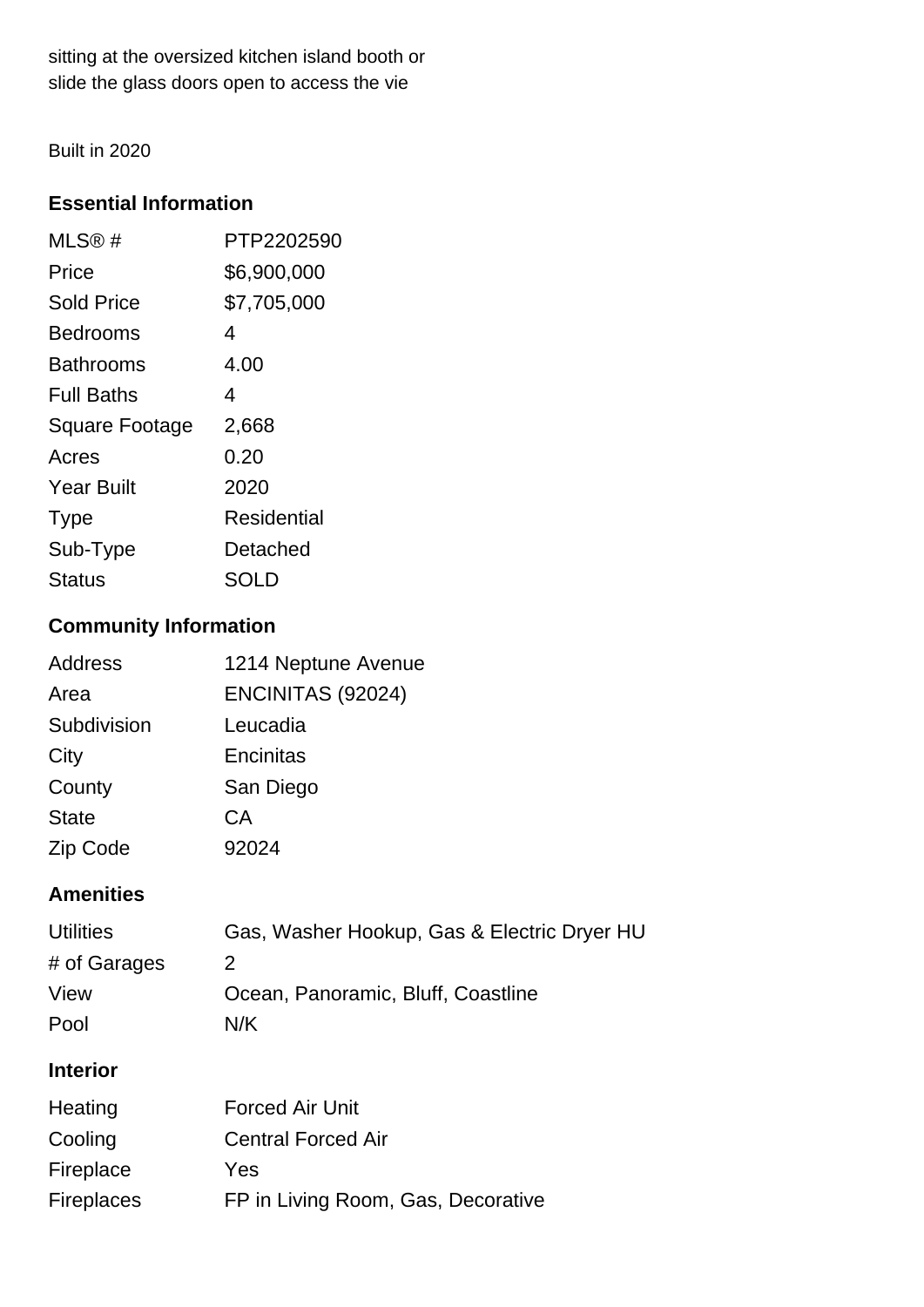sitting at the oversized kitchen island booth or slide the glass doors open to access the vie

Built in 2020

## Essential Information

| | |
|---|---|
| MLS® # | PTP2202590 |
| Price | $6,900,000 |
| Sold Price | $7,705,000 |
| Bedrooms | 4 |
| Bathrooms | 4.00 |
| Full Baths | 4 |
| Square Footage | 2,668 |
| Acres | 0.20 |
| Year Built | 2020 |
| Type | Residential |
| Sub-Type | Detached |
| Status | SOLD |

## Community Information

| | |
|---|---|
| Address | 1214 Neptune Avenue |
| Area | ENCINITAS (92024) |
| Subdivision | Leucadia |
| City | Encinitas |
| County | San Diego |
| State | CA |
| Zip Code | 92024 |

## Amenities

| | |
|---|---|
| Utilities | Gas, Washer Hookup, Gas & Electric Dryer HU |
| # of Garages | 2 |
| View | Ocean, Panoramic, Bluff, Coastline |
| Pool | N/K |

## Interior

| | |
|---|---|
| Heating | Forced Air Unit |
| Cooling | Central Forced Air |
| Fireplace | Yes |
| Fireplaces | FP in Living Room, Gas, Decorative |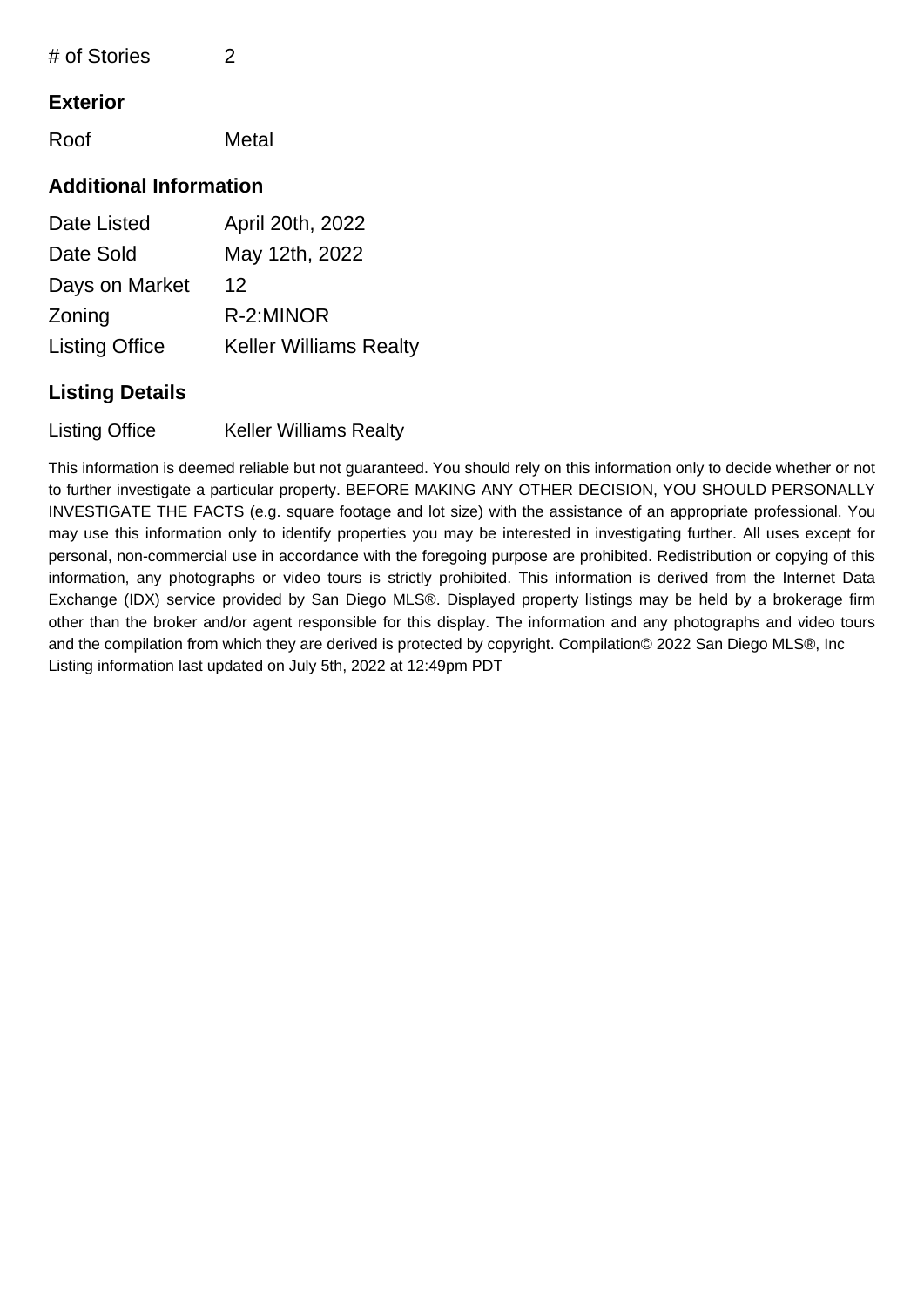| | |
|---|---|
| # of Stories | 2 |

### Exterior

| | |
|---|---|
| Roof | Metal |

### Additional Information

| | |
|---|---|
| Date Listed | April 20th, 2022 |
| Date Sold | May 12th, 2022 |
| Days on Market | 12 |
| Zoning | R-2:MINOR |
| Listing Office | Keller Williams Realty |

### Listing Details

| | |
|---|---|
| Listing Office | Keller Williams Realty |

This information is deemed reliable but not guaranteed. You should rely on this information only to decide whether or not to further investigate a particular property. BEFORE MAKING ANY OTHER DECISION, YOU SHOULD PERSONALLY INVESTIGATE THE FACTS (e.g. square footage and lot size) with the assistance of an appropriate professional. You may use this information only to identify properties you may be interested in investigating further. All uses except for personal, non-commercial use in accordance with the foregoing purpose are prohibited. Redistribution or copying of this information, any photographs or video tours is strictly prohibited. This information is derived from the Internet Data Exchange (IDX) service provided by San Diego MLS®. Displayed property listings may be held by a brokerage firm other than the broker and/or agent responsible for this display. The information and any photographs and video tours and the compilation from which they are derived is protected by copyright. Compilation© 2022 San Diego MLS®, Inc
Listing information last updated on July 5th, 2022 at 12:49pm PDT